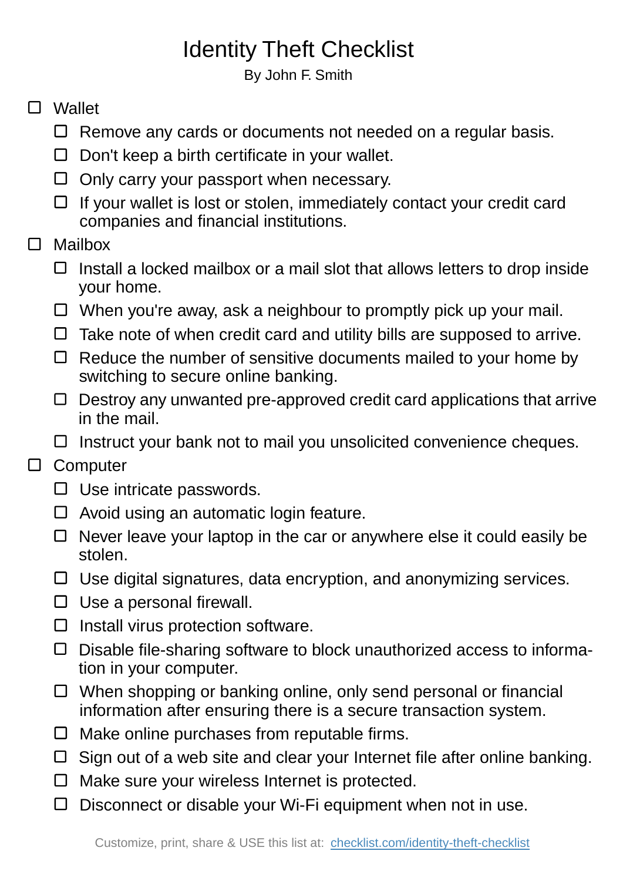# Identity Theft Checklist

By John F. Smith

- [ ] Wallet
  - [ ] Remove any cards or documents not needed on a regular basis.
  - [ ] Don't keep a birth certificate in your wallet.
  - [ ] Only carry your passport when necessary.
  - [ ] If your wallet is lost or stolen, immediately contact your credit card companies and financial institutions.
- [ ] Mailbox
  - [ ] Install a locked mailbox or a mail slot that allows letters to drop inside your home.
  - [ ] When you're away, ask a neighbour to promptly pick up your mail.
  - [ ] Take note of when credit card and utility bills are supposed to arrive.
  - [ ] Reduce the number of sensitive documents mailed to your home by switching to secure online banking.
  - [ ] Destroy any unwanted pre-approved credit card applications that arrive in the mail.
  - [ ] Instruct your bank not to mail you unsolicited convenience cheques.
- [ ] Computer
  - [ ] Use intricate passwords.
  - [ ] Avoid using an automatic login feature.
  - [ ] Never leave your laptop in the car or anywhere else it could easily be stolen.
  - [ ] Use digital signatures, data encryption, and anonymizing services.
  - [ ] Use a personal firewall.
  - [ ] Install virus protection software.
  - [ ] Disable file-sharing software to block unauthorized access to information in your computer.
  - [ ] When shopping or banking online, only send personal or financial information after ensuring there is a secure transaction system.
  - [ ] Make online purchases from reputable firms.
  - [ ] Sign out of a web site and clear your Internet file after online banking.
  - [ ] Make sure your wireless Internet is protected.
  - [ ] Disconnect or disable your Wi-Fi equipment when not in use.

Customize, print, share & USE this list at: [checklist.com/identity-theft-checklist](checklist.com/identity-theft-checklist)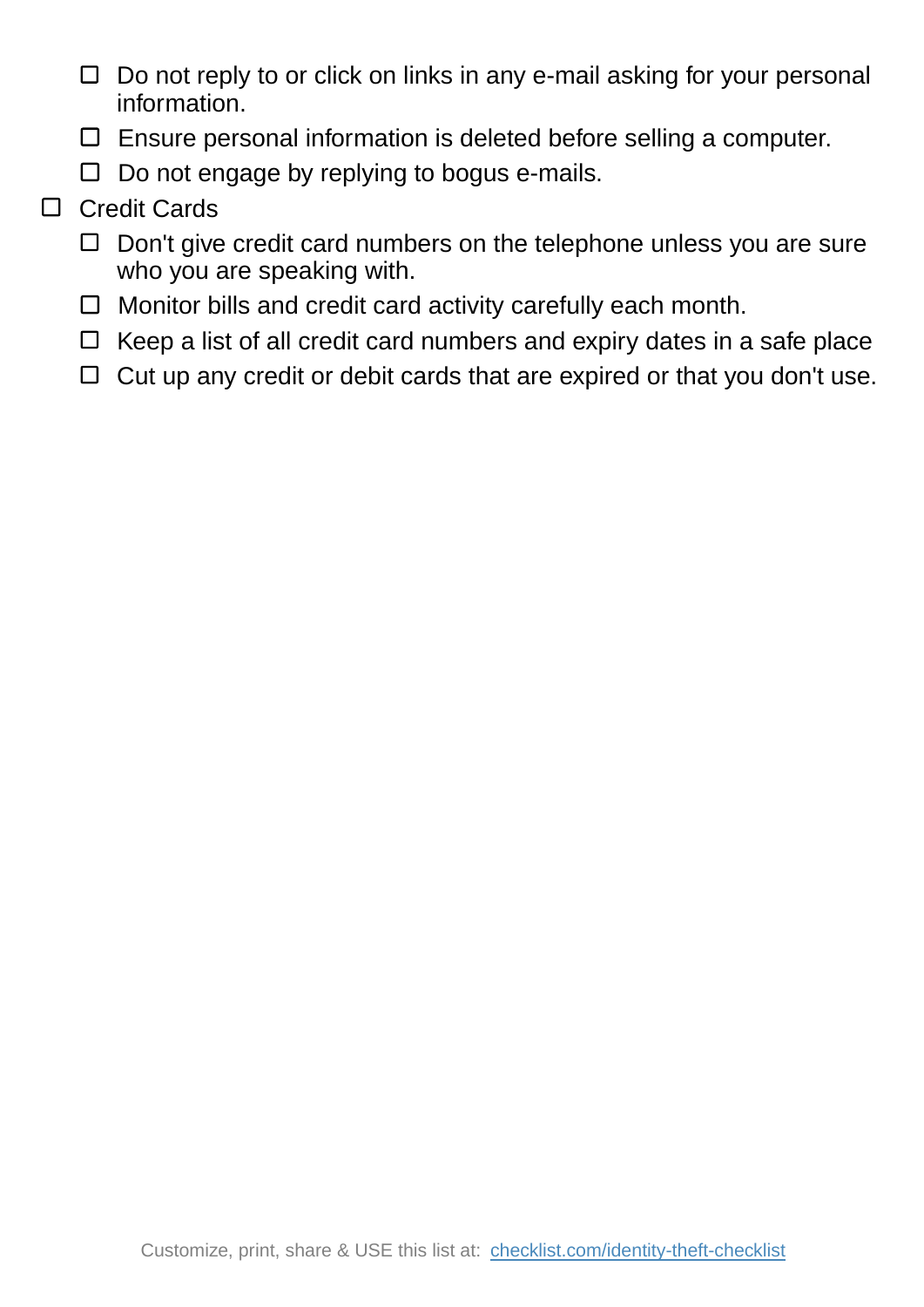- [ ] Do not reply to or click on links in any e-mail asking for your personal information.
    - [ ] Ensure personal information is deleted before selling a computer.
    - [ ] Do not engage by replying to bogus e-mails.
- [ ] Credit Cards
    - [ ] Don't give credit card numbers on the telephone unless you are sure who you are speaking with.
    - [ ] Monitor bills and credit card activity carefully each month.
    - [ ] Keep a list of all credit card numbers and expiry dates in a safe place
    - [ ] Cut up any credit or debit cards that are expired or that you don't use.

Customize, print, share & USE this list at: [checklist.com/identity-theft-checklist](checklist.com/identity-theft-checklist)